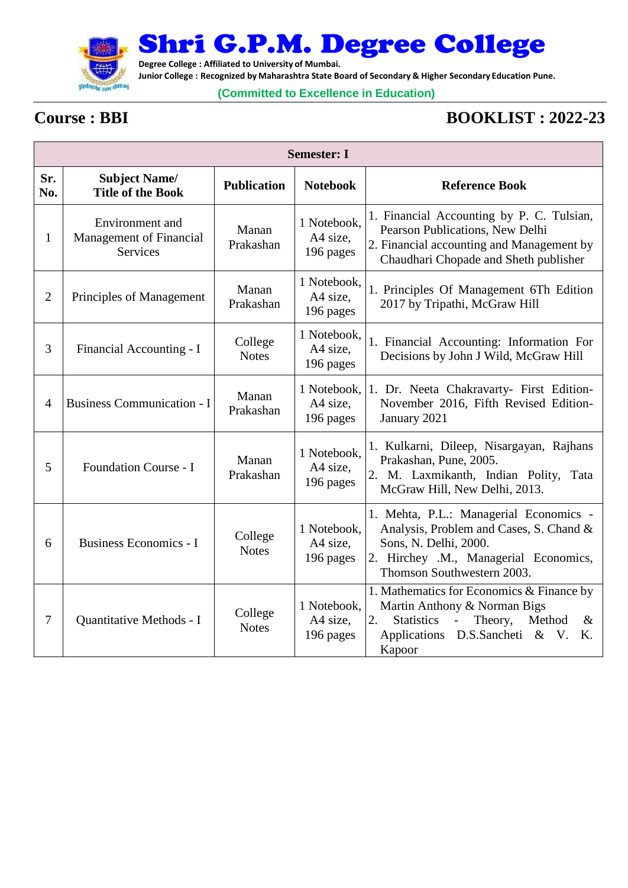# Shri G.P.M. Degree College

**Degree College : Affiliated to University of Mumbai.**
**Junior College : Recognized by Maharashtra State Board of Secondary & Higher Secondary Education Pune.**

**(Committed to Excellence in Education)**

## Course : BBI

## BOOKLIST : 2022-23

| Semester: I | | | | |
|---|---|---|---|---|
| **Sr. No.** | **Subject Name/ Title of the Book** | **Publication** | **Notebook** | **Reference Book** |
| 1 | Environment and Management of Financial Services | Manan Prakashan | 1 Notebook, A4 size, 196 pages | 1. Financial Accounting by P. C. Tulsian, Pearson Publications, New Delhi<br>2. Financial accounting and Management by Chaudhari Chopade and Sheth publisher |
| 2 | Principles of Management | Manan Prakashan | 1 Notebook, A4 size, 196 pages | 1. Principles Of Management 6Th Edition 2017 by Tripathi, McGraw Hill |
| 3 | Financial Accounting - I | College Notes | 1 Notebook, A4 size, 196 pages | 1. Financial Accounting: Information For Decisions by John J Wild, McGraw Hill |
| 4 | Business Communication - I | Manan Prakashan | 1 Notebook, A4 size, 196 pages | 1. Dr. Neeta Chakravarty- First Edition- November 2016, Fifth Revised Edition- January 2021 |
| 5 | Foundation Course - I | Manan Prakashan | 1 Notebook, A4 size, 196 pages | 1. Kulkarni, Dileep, Nisargayan, Rajhans Prakashan, Pune, 2005.<br>2. M. Laxmikanth, Indian Polity, Tata McGraw Hill, New Delhi, 2013. |
| 6 | Business Economics - I | College Notes | 1 Notebook, A4 size, 196 pages | 1. Mehta, P.L.: Managerial Economics - Analysis, Problem and Cases, S. Chand & Sons, N. Delhi, 2000.<br>2. Hirchey .M., Managerial Economics, Thomson Southwestern 2003. |
| 7 | Quantitative Methods - I | College Notes | 1 Notebook, A4 size, 196 pages | 1. Mathematics for Economics & Finance by Martin Anthony & Norman Bigs<br>2. Statistics - Theory, Method & Applications D.S.Sancheti & V. K. Kapoor |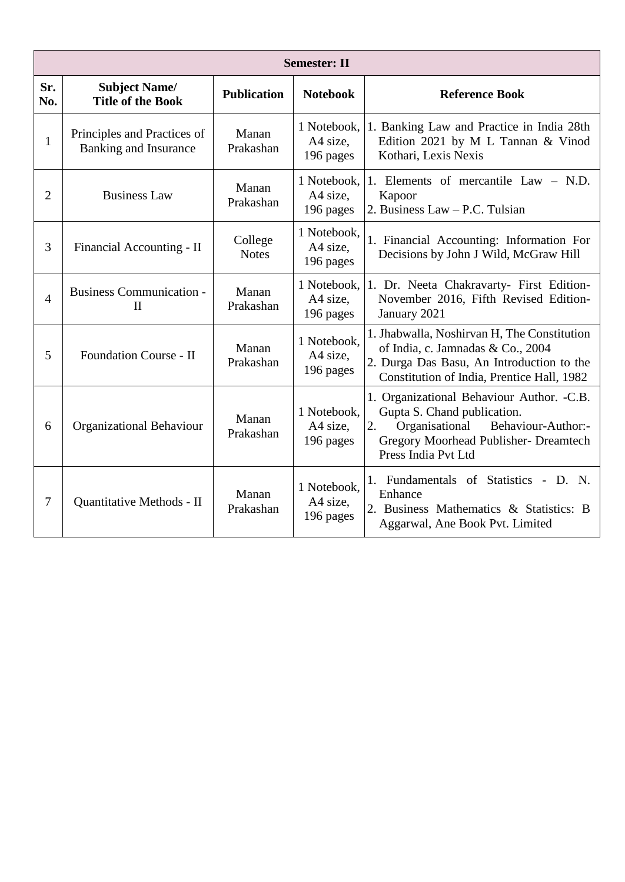| Semester: II | | | | |
|---|---|---|---|---|
| **Sr. No.** | **Subject Name/ Title of the Book** | **Publication** | **Notebook** | **Reference Book** |
| 1 | Principles and Practices of Banking and Insurance | Manan Prakashan | 1 Notebook, A4 size, 196 pages | 1. Banking Law and Practice in India 28th Edition 2021 by M L Tannan & Vinod Kothari, Lexis Nexis |
| 2 | Business Law | Manan Prakashan | 1 Notebook, A4 size, 196 pages | 1. Elements of mercantile Law – N.D. Kapoor<br>2. Business Law – P.C. Tulsian |
| 3 | Financial Accounting - II | College Notes | 1 Notebook, A4 size, 196 pages | 1. Financial Accounting: Information For Decisions by John J Wild, McGraw Hill |
| 4 | Business Communication - II | Manan Prakashan | 1 Notebook, A4 size, 196 pages | 1. Dr. Neeta Chakravarty- First Edition- November 2016, Fifth Revised Edition- January 2021 |
| 5 | Foundation Course - II | Manan Prakashan | 1 Notebook, A4 size, 196 pages | 1. Jhabwalla, Noshirvan H, The Constitution of India, c. Jamnadas & Co., 2004<br>2. Durga Das Basu, An Introduction to the Constitution of India, Prentice Hall, 1982 |
| 6 | Organizational Behaviour | Manan Prakashan | 1 Notebook, A4 size, 196 pages | 1. Organizational Behaviour Author. -C.B. Gupta S. Chand publication.<br>2. Organisational Behaviour-Author:- Gregory Moorhead Publisher- Dreamtech Press India Pvt Ltd |
| 7 | Quantitative Methods - II | Manan Prakashan | 1 Notebook, A4 size, 196 pages | 1. Fundamentals of Statistics - D. N. Enhance<br>2. Business Mathematics & Statistics: B Aggarwal, Ane Book Pvt. Limited |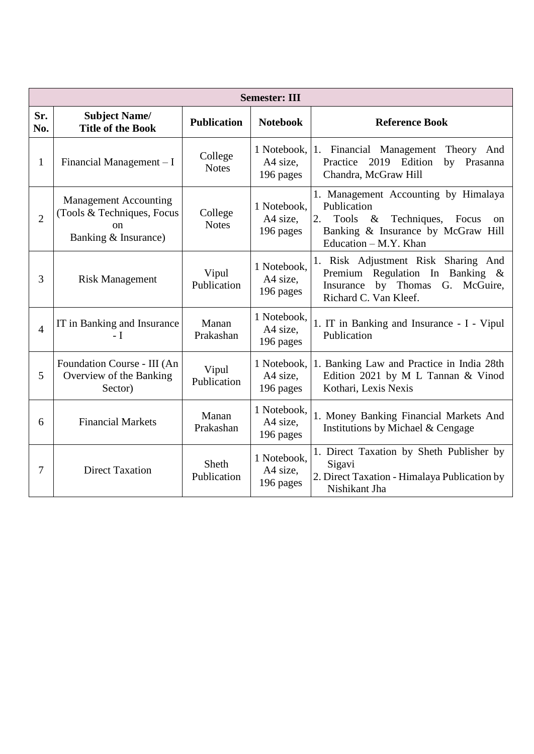| Semester: III | | | | |
|---|---|---|---|---|
| **Sr. No.** | **Subject Name/ Title of the Book** | **Publication** | **Notebook** | **Reference Book** |
| 1 | Financial Management – I | College Notes | 1 Notebook, A4 size, 196 pages | 1. Financial Management Theory And Practice 2019 Edition by Prasanna Chandra, McGraw Hill |
| 2 | Management Accounting (Tools & Techniques, Focus on Banking & Insurance) | College Notes | 1 Notebook, A4 size, 196 pages | 1. Management Accounting by Himalaya Publication<br>2. Tools & Techniques, Focus on Banking & Insurance by McGraw Hill Education – M.Y. Khan |
| 3 | Risk Management | Vipul Publication | 1 Notebook, A4 size, 196 pages | 1. Risk Adjustment Risk Sharing And Premium Regulation In Banking & Insurance by Thomas G. McGuire, Richard C. Van Kleef. |
| 4 | IT in Banking and Insurance - I | Manan Prakashan | 1 Notebook, A4 size, 196 pages | 1. IT in Banking and Insurance - I - Vipul Publication |
| 5 | Foundation Course - III (An Overview of the Banking Sector) | Vipul Publication | 1 Notebook, A4 size, 196 pages | 1. Banking Law and Practice in India 28th Edition 2021 by M L Tannan & Vinod Kothari, Lexis Nexis |
| 6 | Financial Markets | Manan Prakashan | 1 Notebook, A4 size, 196 pages | 1. Money Banking Financial Markets And Institutions by Michael & Cengage |
| 7 | Direct Taxation | Sheth Publication | 1 Notebook, A4 size, 196 pages | 1. Direct Taxation by Sheth Publisher by Sigavi<br>2. Direct Taxation - Himalaya Publication by Nishikant Jha |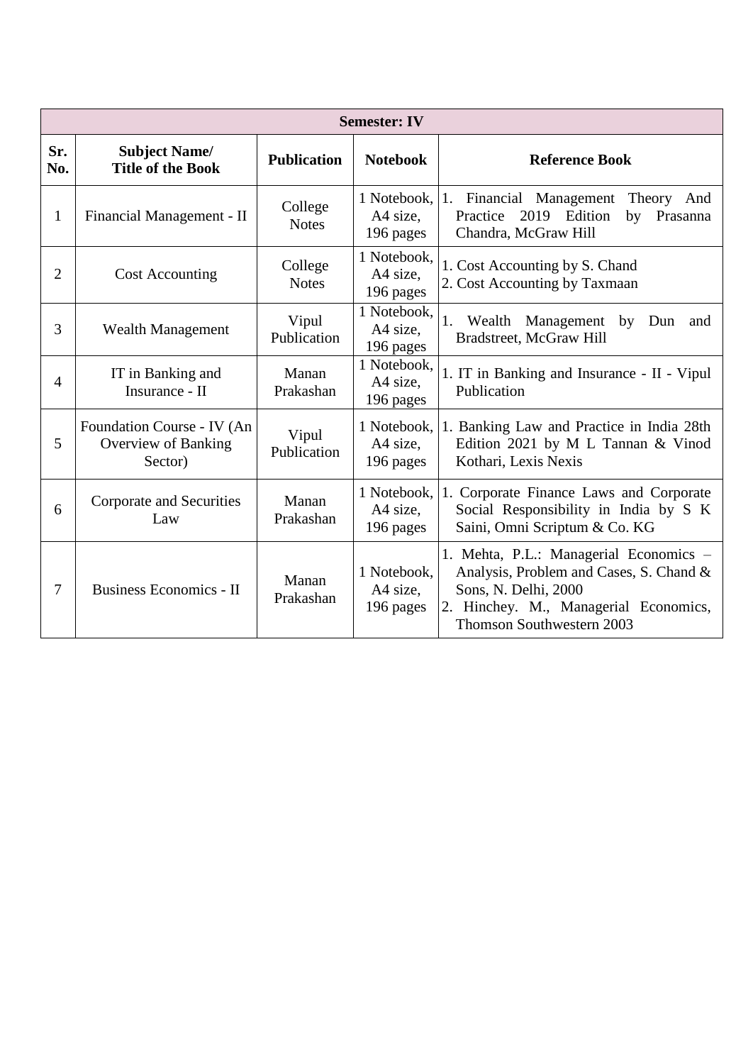| Semester: IV | | | | |
|---|---|---|---|---|
| **Sr. No.** | **Subject Name/ Title of the Book** | **Publication** | **Notebook** | **Reference Book** |
| 1 | Financial Management - II | College Notes | 1 Notebook, A4 size, 196 pages | 1. Financial Management Theory And Practice 2019 Edition by Prasanna Chandra, McGraw Hill |
| 2 | Cost Accounting | College Notes | 1 Notebook, A4 size, 196 pages | 1. Cost Accounting by S. Chand<br>2. Cost Accounting by Taxmaan |
| 3 | Wealth Management | Vipul Publication | 1 Notebook, A4 size, 196 pages | 1. Wealth Management by Dun and Bradstreet, McGraw Hill |
| 4 | IT in Banking and Insurance - II | Manan Prakashan | 1 Notebook, A4 size, 196 pages | 1. IT in Banking and Insurance - II - Vipul Publication |
| 5 | Foundation Course - IV (An Overview of Banking Sector) | Vipul Publication | 1 Notebook, A4 size, 196 pages | 1. Banking Law and Practice in India 28th Edition 2021 by M L Tannan & Vinod Kothari, Lexis Nexis |
| 6 | Corporate and Securities Law | Manan Prakashan | 1 Notebook, A4 size, 196 pages | 1. Corporate Finance Laws and Corporate Social Responsibility in India by S K Saini, Omni Scriptum & Co. KG |
| 7 | Business Economics - II | Manan Prakashan | 1 Notebook, A4 size, 196 pages | 1. Mehta, P.L.: Managerial Economics – Analysis, Problem and Cases, S. Chand & Sons, N. Delhi, 2000<br>2. Hinchey. M., Managerial Economics, Thomson Southwestern 2003 |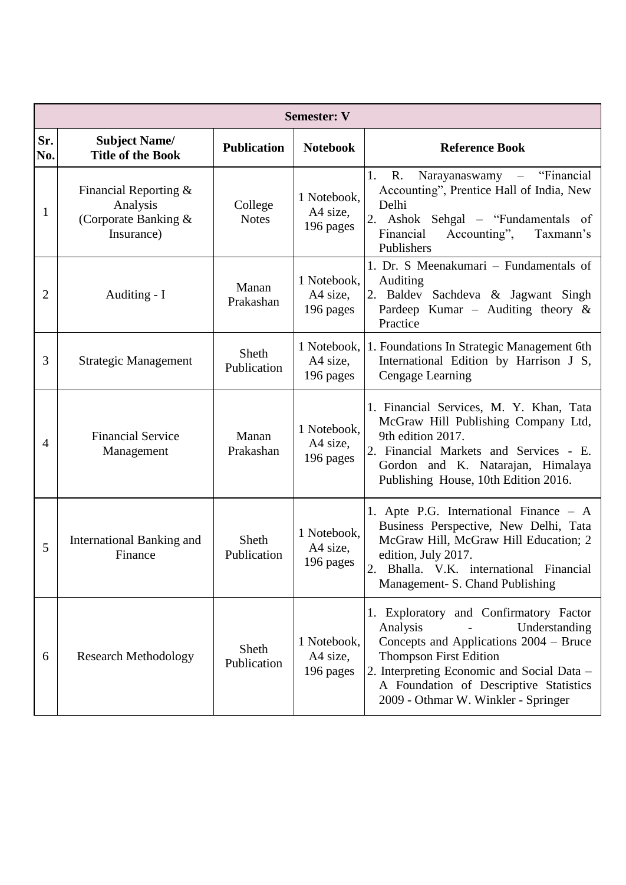| Semester: V | | | | |
|---|---|---|---|---|
| **Sr. No.** | **Subject Name/ Title of the Book** | **Publication** | **Notebook** | **Reference Book** |
| 1 | Financial Reporting & Analysis (Corporate Banking & Insurance) | College Notes | 1 Notebook, A4 size, 196 pages | 1. R. Narayanaswamy – "Financial Accounting", Prentice Hall of India, New Delhi<br>2. Ashok Sehgal – "Fundamentals of Financial Accounting", Taxmann's Publishers |
| 2 | Auditing - I | Manan Prakashan | 1 Notebook, A4 size, 196 pages | 1. Dr. S Meenakumari – Fundamentals of Auditing<br>2. Baldev Sachdeva & Jagwant Singh Pardeep Kumar – Auditing theory & Practice |
| 3 | Strategic Management | Sheth Publication | 1 Notebook, A4 size, 196 pages | 1. Foundations In Strategic Management 6th International Edition by Harrison J S, Cengage Learning |
| 4 | Financial Service Management | Manan Prakashan | 1 Notebook, A4 size, 196 pages | 1. Financial Services, M. Y. Khan, Tata McGraw Hill Publishing Company Ltd, 9th edition 2017.<br>2. Financial Markets and Services - E. Gordon and K. Natarajan, Himalaya Publishing House, 10th Edition 2016. |
| 5 | International Banking and Finance | Sheth Publication | 1 Notebook, A4 size, 196 pages | 1. Apte P.G. International Finance – A Business Perspective, New Delhi, Tata McGraw Hill, McGraw Hill Education; 2 edition, July 2017.<br>2. Bhalla. V.K. international Financial Management- S. Chand Publishing |
| 6 | Research Methodology | Sheth Publication | 1 Notebook, A4 size, 196 pages | 1. Exploratory and Confirmatory Factor Analysis - Understanding Concepts and Applications 2004 – Bruce Thompson First Edition<br>2. Interpreting Economic and Social Data – A Foundation of Descriptive Statistics 2009 - Othmar W. Winkler - Springer |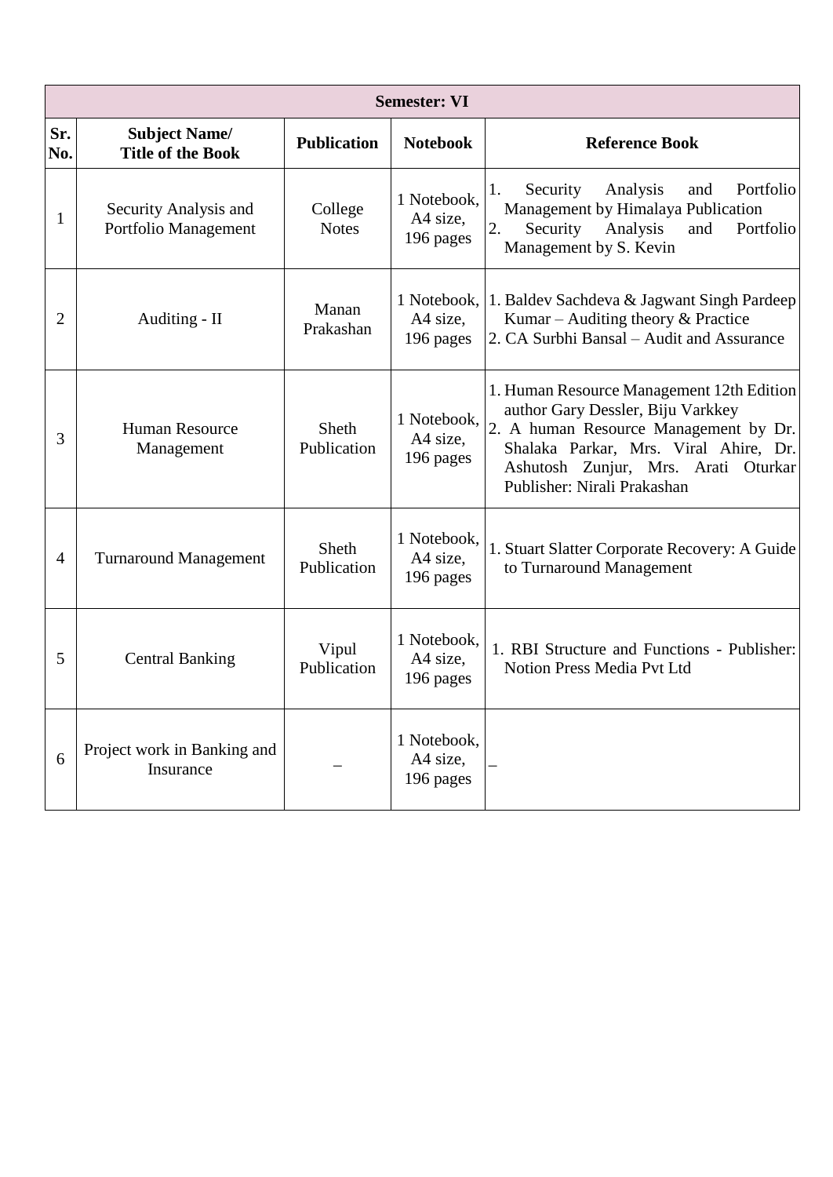| Semester: VI | | | | |
|---|---|---|---|---|
| **Sr. No.** | **Subject Name/ Title of the Book** | **Publication** | **Notebook** | **Reference Book** |
| 1 | Security Analysis and Portfolio Management | College Notes | 1 Notebook, A4 size, 196 pages | 1. Security Analysis and Portfolio Management by Himalaya Publication<br>2. Security Analysis and Portfolio Management by S. Kevin |
| 2 | Auditing - II | Manan Prakashan | 1 Notebook, A4 size, 196 pages | 1. Baldev Sachdeva & Jagwant Singh Pardeep Kumar – Auditing theory & Practice<br>2. CA Surbhi Bansal – Audit and Assurance |
| 3 | Human Resource Management | Sheth Publication | 1 Notebook, A4 size, 196 pages | 1. Human Resource Management 12th Edition author Gary Dessler, Biju Varkkey<br>2. A human Resource Management by Dr. Shalaka Parkar, Mrs. Viral Ahire, Dr. Ashutosh Zunjur, Mrs. Arati Oturkar Publisher: Nirali Prakashan |
| 4 | Turnaround Management | Sheth Publication | 1 Notebook, A4 size, 196 pages | 1. Stuart Slatter Corporate Recovery: A Guide to Turnaround Management |
| 5 | Central Banking | Vipul Publication | 1 Notebook, A4 size, 196 pages | 1. RBI Structure and Functions - Publisher: Notion Press Media Pvt Ltd |
| 6 | Project work in Banking and Insurance | – | 1 Notebook, A4 size, 196 pages | – |